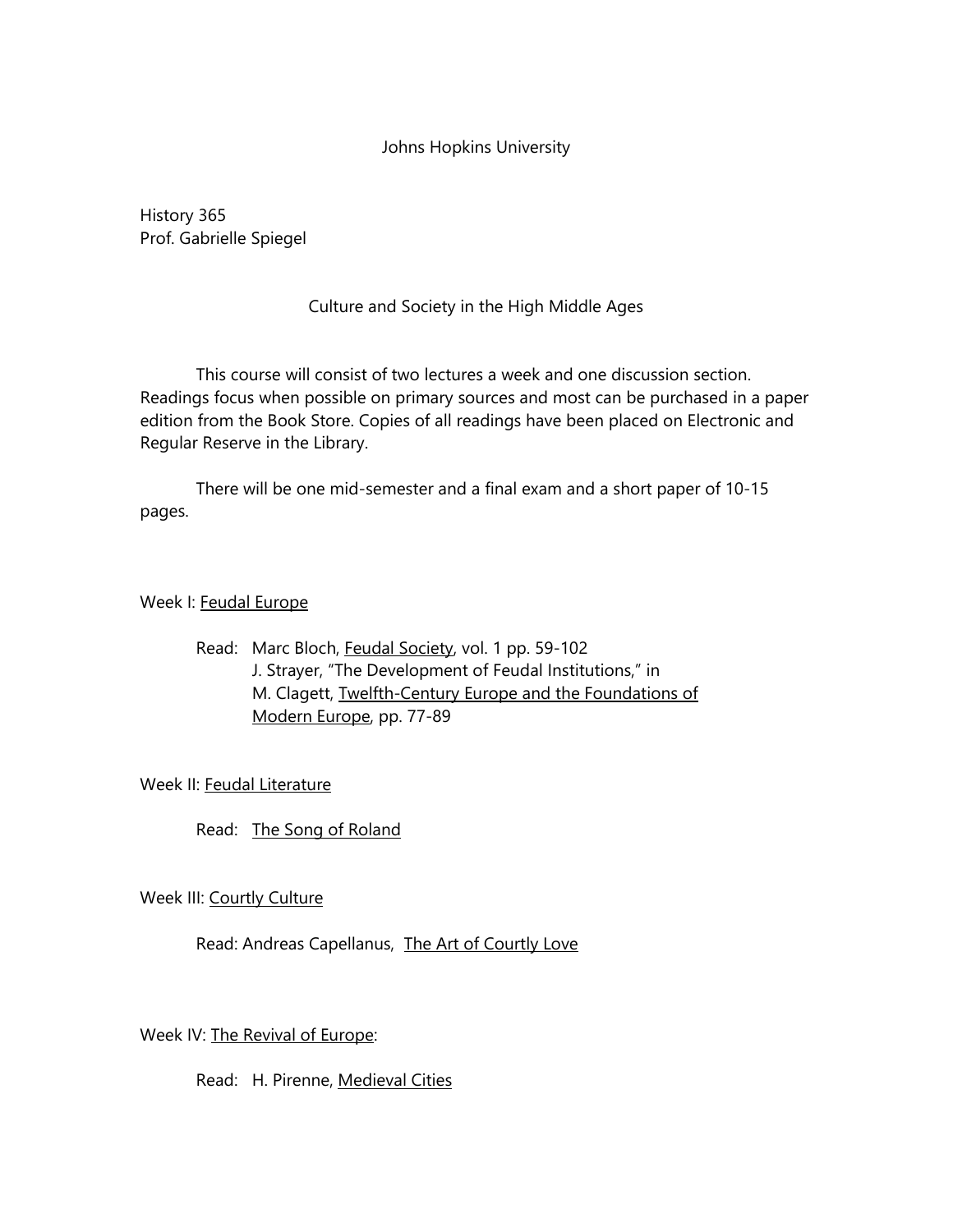Johns Hopkins University

History 365
Prof. Gabrielle Spiegel

# Culture and Society in the High Middle Ages

This course will consist of two lectures a week and one discussion section. Readings focus when possible on primary sources and most can be purchased in a paper edition from the Book Store. Copies of all readings have been placed on Electronic and Regular Reserve in the Library.

There will be one mid-semester and a final exam and a short paper of 10-15 pages.

## Week I: Feudal Europe

Read: Marc Bloch, *Feudal Society*, vol. 1 pp. 59-102
J. Strayer, "The Development of Feudal Institutions," in M. Clagett, *Twelfth-Century Europe and the Foundations of Modern Europe*, pp. 77-89

## Week II: Feudal Literature

Read: *The Song of Roland*

## Week III: Courtly Culture

Read: Andreas Capellanus, *The Art of Courtly Love*

## Week IV: The Revival of Europe:

Read: H. Pirenne, *Medieval Cities*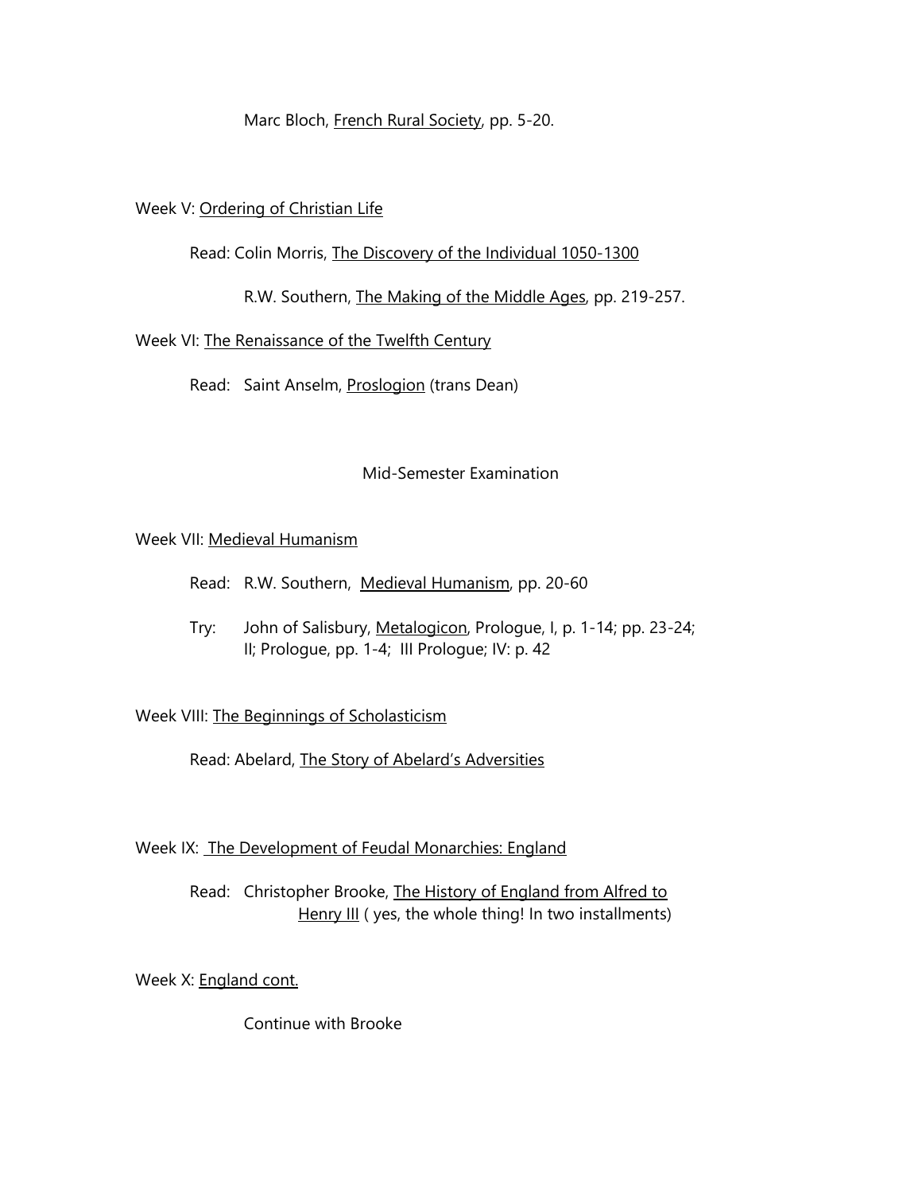Marc Bloch, French Rural Society, pp. 5-20.

Week V: Ordering of Christian Life

Read: Colin Morris, The Discovery of the Individual 1050-1300

R.W. Southern, The Making of the Middle Ages, pp. 219-257.

Week VI: The Renaissance of the Twelfth Century

Read: Saint Anselm, Proslogion (trans Dean)

Mid-Semester Examination

Week VII: Medieval Humanism

Read: R.W. Southern, Medieval Humanism, pp. 20-60

Try: John of Salisbury, Metalogicon, Prologue, I, p. 1-14; pp. 23-24; II; Prologue, pp. 1-4; III Prologue; IV: p. 42

Week VIII: The Beginnings of Scholasticism

Read: Abelard, The Story of Abelard's Adversities

Week IX: The Development of Feudal Monarchies: England

Read: Christopher Brooke, The History of England from Alfred to Henry III ( yes, the whole thing! In two installments)

Week X: England cont.

Continue with Brooke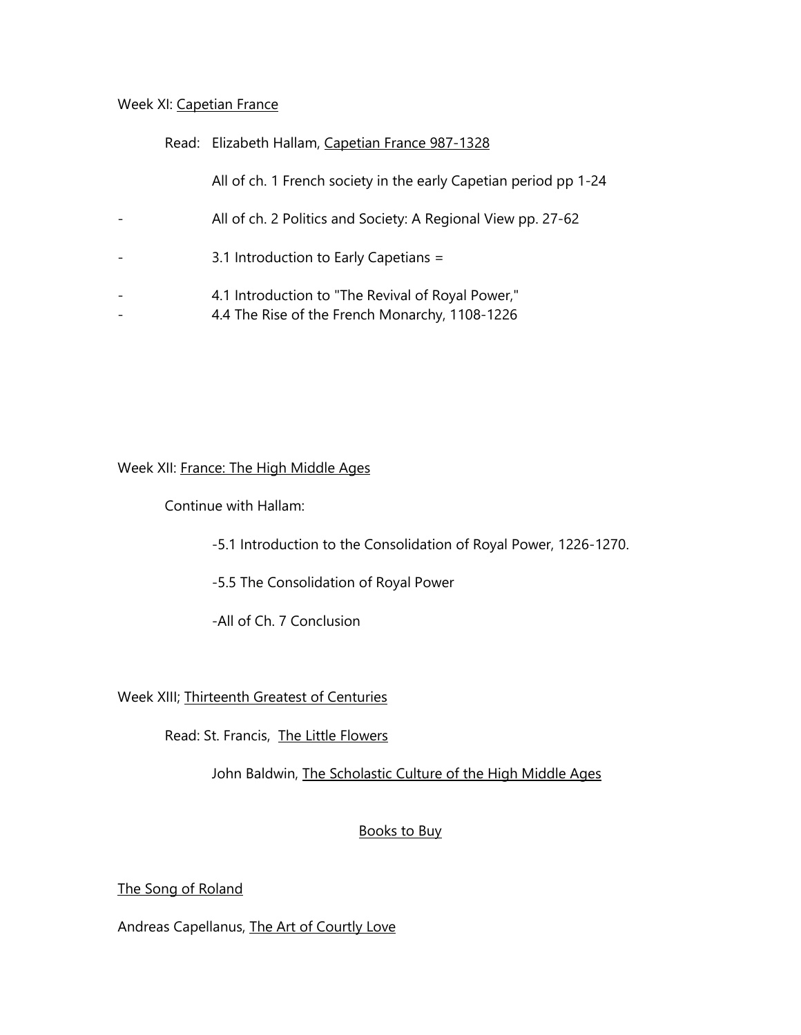Week XI: <u>Capetian France</u>

Read: Elizabeth Hallam, <u>Capetian France 987-1328</u>

All of ch. 1 French society in the early Capetian period pp 1-24

- All of ch. 2 Politics and Society: A Regional View pp. 27-62
- 3.1 Introduction to Early Capetians =
- 4.1 Introduction to "The Revival of Royal Power,"
- 4.4 The Rise of the French Monarchy, 1108-1226

Week XII: <u>France: The High Middle Ages</u>

Continue with Hallam:

-5.1 Introduction to the Consolidation of Royal Power, 1226-1270.

-5.5 The Consolidation of Royal Power

-All of Ch. 7 Conclusion

Week XIII; <u>Thirteenth Greatest of Centuries</u>

Read: St. Francis, <u>The Little Flowers</u>

John Baldwin, <u>The Scholastic Culture of the High Middle Ages</u>

<u>Books to Buy</u>

<u>The Song of Roland</u>

Andreas Capellanus, <u>The Art of Courtly Love</u>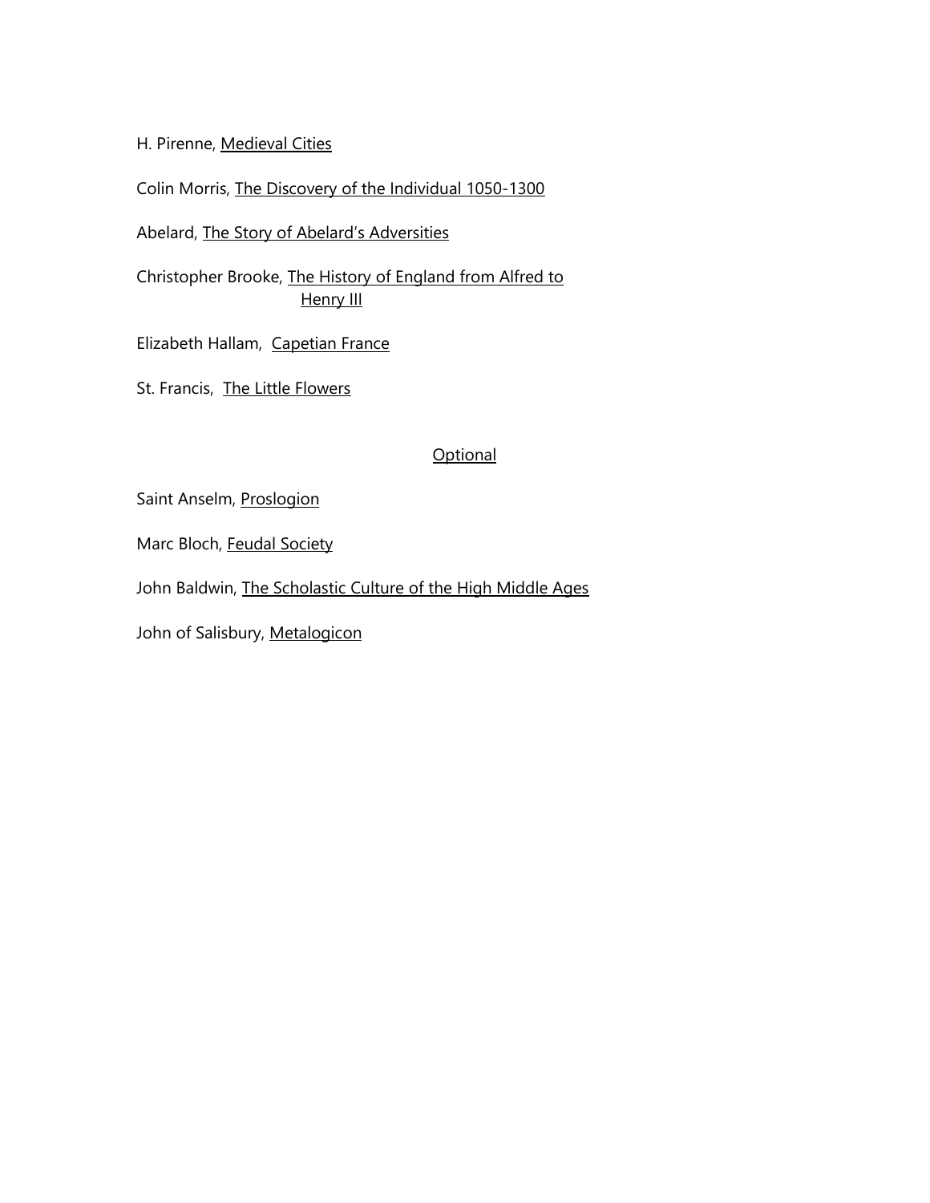H. Pirenne, <u>Medieval Cities</u>

Colin Morris, <u>The Discovery of the Individual 1050-1300</u>

Abelard, <u>The Story of Abelard's Adversities</u>

Christopher Brooke, <u>The History of England from Alfred to Henry III</u>

Elizabeth Hallam, <u>Capetian France</u>

St. Francis, <u>The Little Flowers</u>

## <u>Optional</u>

Saint Anselm, <u>Proslogion</u>

Marc Bloch, <u>Feudal Society</u>

John Baldwin, <u>The Scholastic Culture of the High Middle Ages</u>

John of Salisbury, <u>Metalogicon</u>